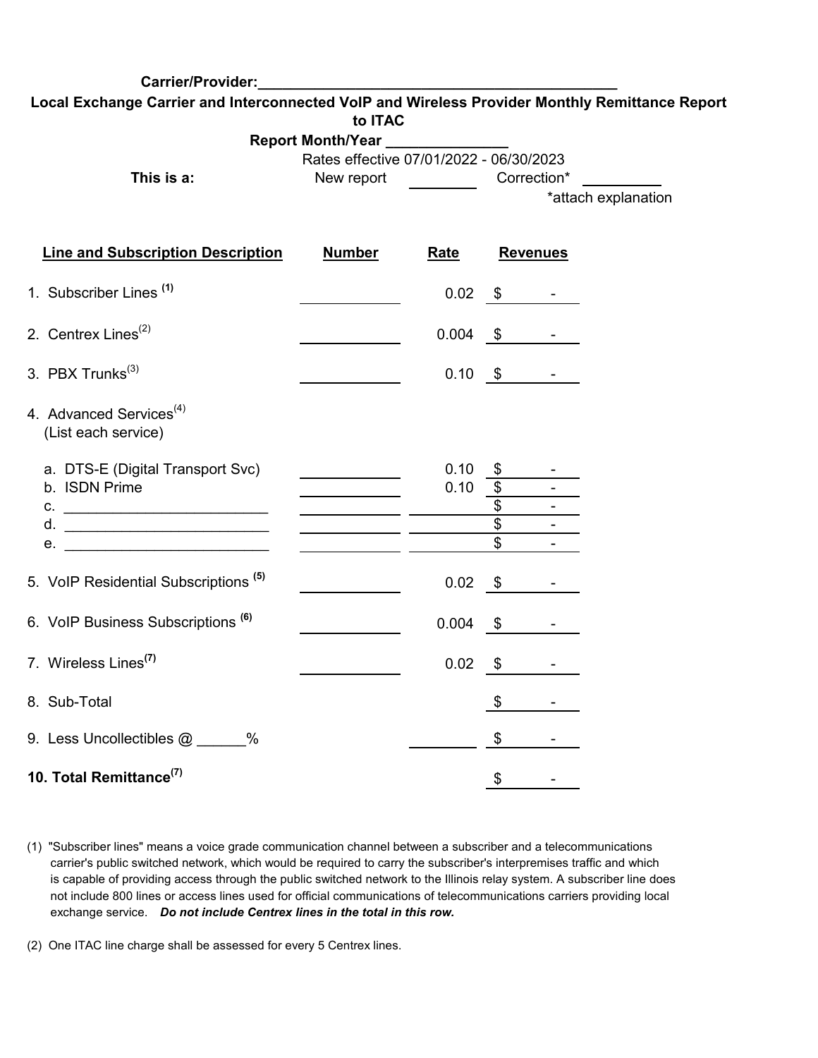**Carrier/Provider:**\_\_\_\_\_\_\_\_\_\_\_\_\_\_\_\_\_\_\_\_\_\_\_\_\_\_\_\_\_\_\_\_\_\_\_\_\_\_\_\_\_\_\_\_

**Local Exchange Carrier and Interconnected VoIP and Wireless Provider Monthly Remittance Report to ITAC**

**Report Month/Year** \_\_\_\_\_\_\_\_\_\_\_\_\_\_

Rates effective 07/01/2022 - 06/30/2023

**This is a:** New report \_\_\_\_\_\_\_\_ Correction* \_\_\_\_\_\_\_\_\_

*attach explanation

| Line and Subscription Description | Number | Rate | Revenues |
|---|---|---|---|
| 1. Subscriber Lines [(1)] | | 0.02 | $ - |
| 2. Centrex Lines[(2)] | | 0.004 | $ - |
| 3. PBX Trunks[(3)] | | 0.10 | $ - |
| 4. Advanced Services[(4)] (List each service) | | | |
| a. DTS-E (Digital Transport Svc) | | 0.10 | $ - |
| b. ISDN Prime | | 0.10 | $ - |
| c. \_\_\_\_\_\_\_\_\_\_\_\_\_\_\_\_\_\_\_\_\_\_\_\_\_ | | | $ - |
| d. \_\_\_\_\_\_\_\_\_\_\_\_\_\_\_\_\_\_\_\_\_\_\_\_\_ | | | $ - |
| e. \_\_\_\_\_\_\_\_\_\_\_\_\_\_\_\_\_\_\_\_\_\_\_\_\_ | | | $ - |
| 5. VoIP Residential Subscriptions [(5)] | | 0.02 | $ - |
| 6. VoIP Business Subscriptions [(6)] | | 0.004 | $ - |
| 7. Wireless Lines[(7)] | | 0.02 | $ - |
| 8. Sub-Total | | | $ - |
| 9. Less Uncollectibles @ \_\_\_\_\_\_% | | | $ - |
| **10. Total Remittance[(7)]** | | | $ - |

(1) "Subscriber lines" means a voice grade communication channel between a subscriber and a telecommunications carrier's public switched network, which would be required to carry the subscriber's interpremises traffic and which is capable of providing access through the public switched network to the Illinois relay system. A subscriber line does not include 800 lines or access lines used for official communications of telecommunications carriers providing local exchange service. ***Do not include Centrex lines in the total in this row.***

(2) One ITAC line charge shall be assessed for every 5 Centrex lines.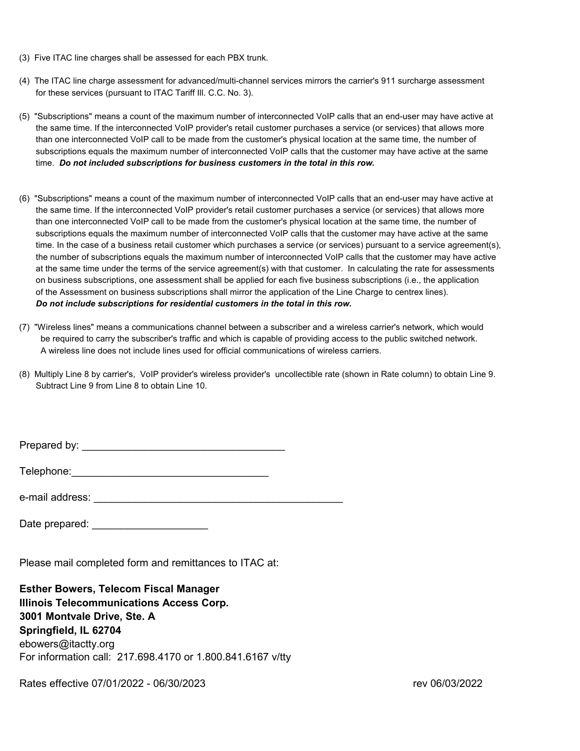(3) Five ITAC line charges shall be assessed for each PBX trunk.

(4) The ITAC line charge assessment for advanced/multi-channel services mirrors the carrier's 911 surcharge assessment for these services (pursuant to ITAC Tariff Ill. C.C. No. 3).

(5) "Subscriptions" means a count of the maximum number of interconnected VoIP calls that an end-user may have active at the same time. If the interconnected VoIP provider's retail customer purchases a service (or services) that allows more than one interconnected VoIP call to be made from the customer's physical location at the same time, the number of subscriptions equals the maximum number of interconnected VoIP calls that the customer may have active at the same time. ***Do not included subscriptions for business customers in the total in this row.***

(6) "Subscriptions" means a count of the maximum number of interconnected VoIP calls that an end-user may have active at the same time. If the interconnected VoIP provider's retail customer purchases a service (or services) that allows more than one interconnected VoIP call to be made from the customer's physical location at the same time, the number of subscriptions equals the maximum number of interconnected VoIP calls that the customer may have active at the same time. In the case of a business retail customer which purchases a service (or services) pursuant to a service agreement(s), the number of subscriptions equals the maximum number of interconnected VoIP calls that the customer may have active at the same time under the terms of the service agreement(s) with that customer. In calculating the rate for assessments on business subscriptions, one assessment shall be applied for each five business subscriptions (i.e., the application of the Assessment on business subscriptions shall mirror the application of the Line Charge to centrex lines). ***Do not include subscriptions for residential customers in the total in this row.***

(7) "Wireless lines" means a communications channel between a subscriber and a wireless carrier's network, which would be required to carry the subscriber's traffic and which is capable of providing access to the public switched network. A wireless line does not include lines used for official communications of wireless carriers.

(8) Multiply Line 8 by carrier's, VoIP provider's wireless provider's uncollectible rate (shown in Rate column) to obtain Line 9. Subtract Line 9 from Line 8 to obtain Line 10.

Prepared by: ___________________________________

Telephone:__________________________________

e-mail address: ___________________________________________

Date prepared: ____________________

Please mail completed form and remittances to ITAC at:

**Esther Bowers, Telecom Fiscal Manager**
**Illinois Telecommunications Access Corp.**
**3001 Montvale Drive, Ste. A**
**Springfield, IL 62704**
ebowers@itactty.org
For information call: 217.698.4170 or 1.800.841.6167 v/tty

Rates effective 07/01/2022 - 06/30/2023 rev 06/03/2022